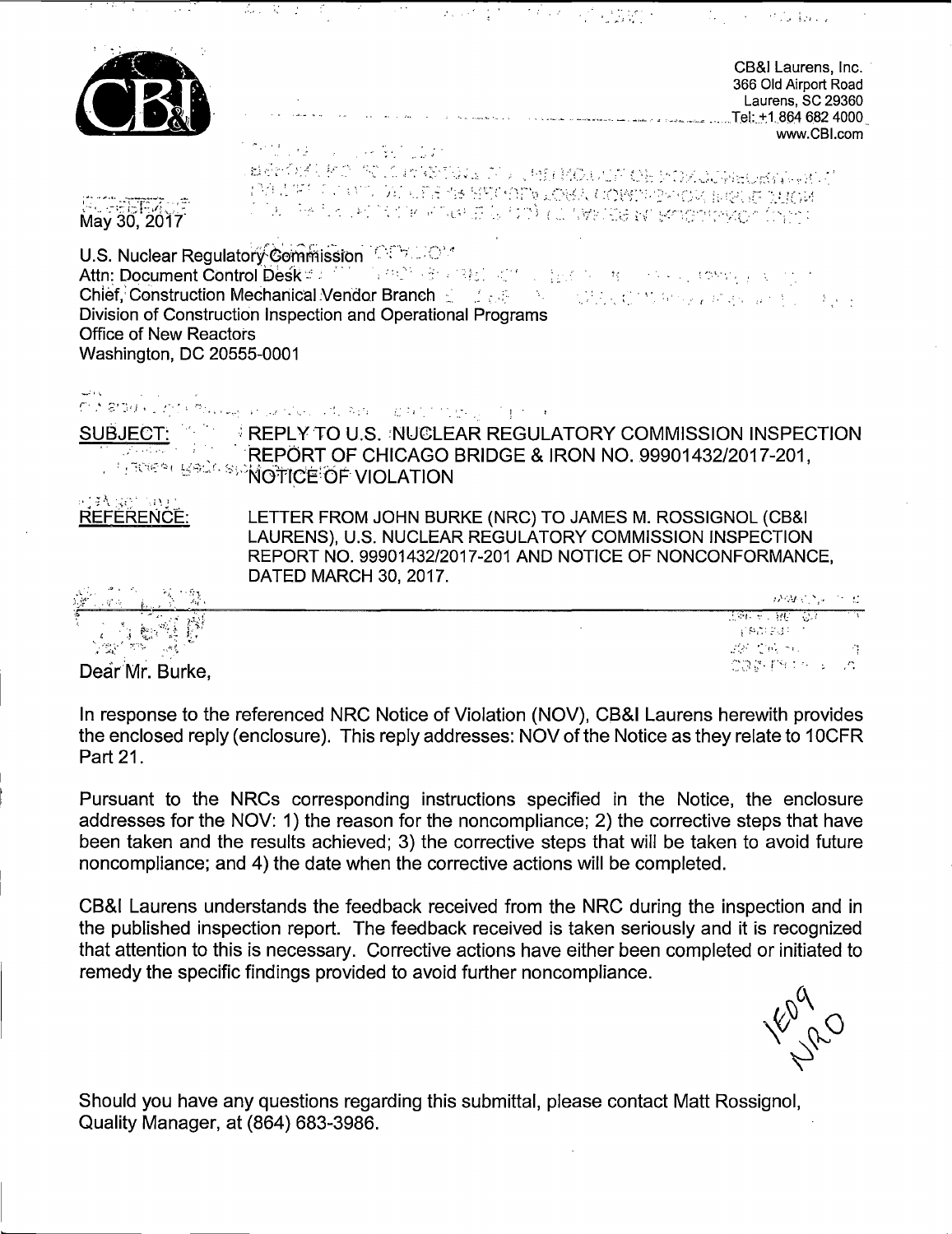CB&I Laurens, Inc.
366 Old Airport Road
Laurens, SC 29360
Tel: +1 864 682 4000
www.CBI.com

May 30, 2017

U.S. Nuclear Regulatory Commission
Attn: Document Control Desk
Chief, Construction Mechanical Vendor Branch
Division of Construction Inspection and Operational Programs
Office of New Reactors
Washington, DC 20555-0001

SUBJECT: REPLY TO U.S. NUCLEAR REGULATORY COMMISSION INSPECTION REPORT OF CHICAGO BRIDGE & IRON NO. 99901432/2017-201, NOTICE OF VIOLATION

REFERENCE: LETTER FROM JOHN BURKE (NRC) TO JAMES M. ROSSIGNOL (CB&I LAURENS), U.S. NUCLEAR REGULATORY COMMISSION INSPECTION REPORT NO. 99901432/2017-201 AND NOTICE OF NONCONFORMANCE, DATED MARCH 30, 2017.

Dear Mr. Burke,

In response to the referenced NRC Notice of Violation (NOV), CB&I Laurens herewith provides the enclosed reply (enclosure). This reply addresses: NOV of the Notice as they relate to 10CFR Part 21.

Pursuant to the NRCs corresponding instructions specified in the Notice, the enclosure addresses for the NOV: 1) the reason for the noncompliance; 2) the corrective steps that have been taken and the results achieved; 3) the corrective steps that will be taken to avoid future noncompliance; and 4) the date when the corrective actions will be completed.

CB&I Laurens understands the feedback received from the NRC during the inspection and in the published inspection report. The feedback received is taken seriously and it is recognized that attention to this is necessary. Corrective actions have either been completed or initiated to remedy the specific findings provided to avoid further noncompliance.

IE09
NRO

Should you have any questions regarding this submittal, please contact Matt Rossignol, Quality Manager, at (864) 683-3986.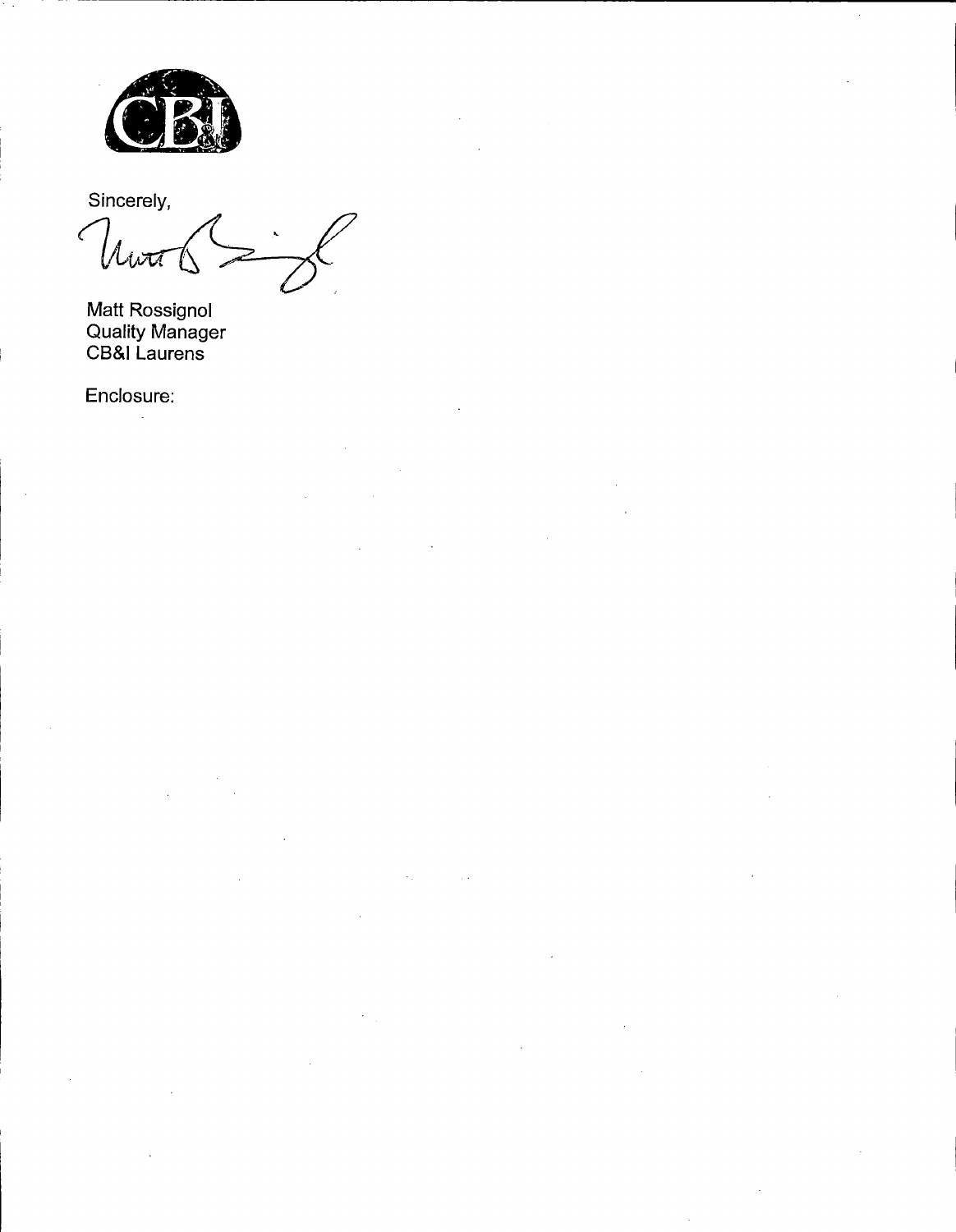Sincerely,

Matt Rossignol
Quality Manager
CB&I Laurens

Enclosure: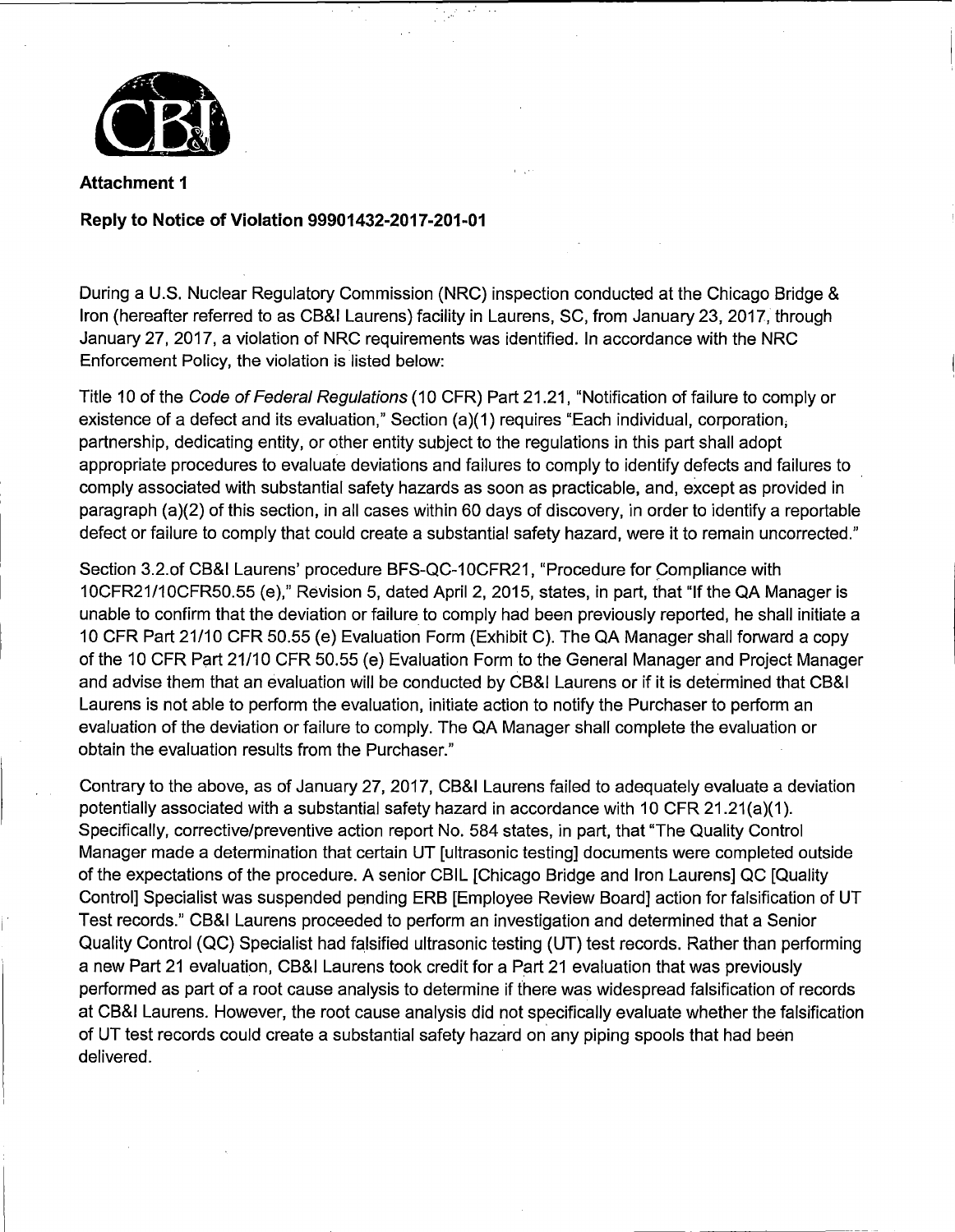**Attachment 1**

**Reply to Notice of Violation 99901432-2017-201-01**

During a U.S. Nuclear Regulatory Commission (NRC) inspection conducted at the Chicago Bridge & Iron (hereafter referred to as CB&I Laurens) facility in Laurens, SC, from January 23, 2017, through January 27, 2017, a violation of NRC requirements was identified. In accordance with the NRC Enforcement Policy, the violation is listed below:

Title 10 of the *Code of Federal Regulations* (10 CFR) Part 21.21, "Notification of failure to comply or existence of a defect and its evaluation," Section (a)(1) requires "Each individual, corporation, partnership, dedicating entity, or other entity subject to the regulations in this part shall adopt appropriate procedures to evaluate deviations and failures to comply to identify defects and failures to comply associated with substantial safety hazards as soon as practicable, and, except as provided in paragraph (a)(2) of this section, in all cases within 60 days of discovery, in order to identify a reportable defect or failure to comply that could create a substantial safety hazard, were it to remain uncorrected."

Section 3.2.of CB&I Laurens' procedure BFS-QC-10CFR21, "Procedure for Compliance with 10CFR21/10CFR50.55 (e)," Revision 5, dated April 2, 2015, states, in part, that "If the QA Manager is unable to confirm that the deviation or failure to comply had been previously reported, he shall initiate a 10 CFR Part 21/10 CFR 50.55 (e) Evaluation Form (Exhibit C). The QA Manager shall forward a copy of the 10 CFR Part 21/10 CFR 50.55 (e) Evaluation Form to the General Manager and Project Manager and advise them that an evaluation will be conducted by CB&I Laurens or if it is determined that CB&I Laurens is not able to perform the evaluation, initiate action to notify the Purchaser to perform an evaluation of the deviation or failure to comply. The QA Manager shall complete the evaluation or obtain the evaluation results from the Purchaser."

Contrary to the above, as of January 27, 2017, CB&I Laurens failed to adequately evaluate a deviation potentially associated with a substantial safety hazard in accordance with 10 CFR 21.21(a)(1). Specifically, corrective/preventive action report No. 584 states, in part, that "The Quality Control Manager made a determination that certain UT [ultrasonic testing] documents were completed outside of the expectations of the procedure. A senior CBIL [Chicago Bridge and Iron Laurens] QC [Quality Control] Specialist was suspended pending ERB [Employee Review Board] action for falsification of UT Test records." CB&I Laurens proceeded to perform an investigation and determined that a Senior Quality Control (QC) Specialist had falsified ultrasonic testing (UT) test records. Rather than performing a new Part 21 evaluation, CB&I Laurens took credit for a Part 21 evaluation that was previously performed as part of a root cause analysis to determine if there was widespread falsification of records at CB&I Laurens. However, the root cause analysis did not specifically evaluate whether the falsification of UT test records could create a substantial safety hazard on any piping spools that had been delivered.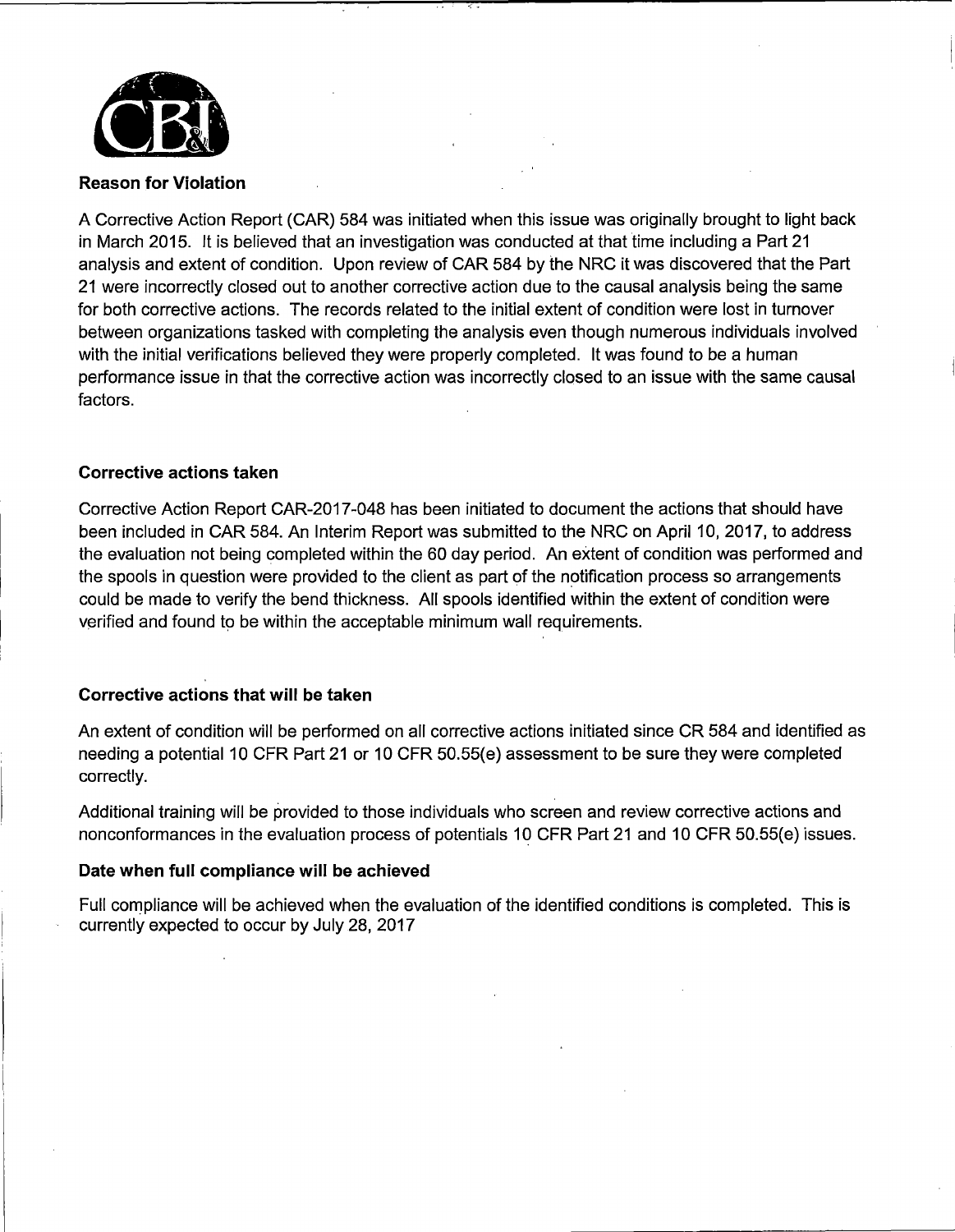**Reason for Violation**

A Corrective Action Report (CAR) 584 was initiated when this issue was originally brought to light back in March 2015. It is believed that an investigation was conducted at that time including a Part 21 analysis and extent of condition. Upon review of CAR 584 by the NRC it was discovered that the Part 21 were incorrectly closed out to another corrective action due to the causal analysis being the same for both corrective actions. The records related to the initial extent of condition were lost in turnover between organizations tasked with completing the analysis even though numerous individuals involved with the initial verifications believed they were properly completed. It was found to be a human performance issue in that the corrective action was incorrectly closed to an issue with the same causal factors.

**Corrective actions taken**

Corrective Action Report CAR-2017-048 has been initiated to document the actions that should have been included in CAR 584. An Interim Report was submitted to the NRC on April 10, 2017, to address the evaluation not being completed within the 60 day period. An extent of condition was performed and the spools in question were provided to the client as part of the notification process so arrangements could be made to verify the bend thickness. All spools identified within the extent of condition were verified and found to be within the acceptable minimum wall requirements.

**Corrective actions that will be taken**

An extent of condition will be performed on all corrective actions initiated since CR 584 and identified as needing a potential 10 CFR Part 21 or 10 CFR 50.55(e) assessment to be sure they were completed correctly.

Additional training will be provided to those individuals who screen and review corrective actions and nonconformances in the evaluation process of potentials 10 CFR Part 21 and 10 CFR 50.55(e) issues.

**Date when full compliance will be achieved**

Full compliance will be achieved when the evaluation of the identified conditions is completed. This is currently expected to occur by July 28, 2017